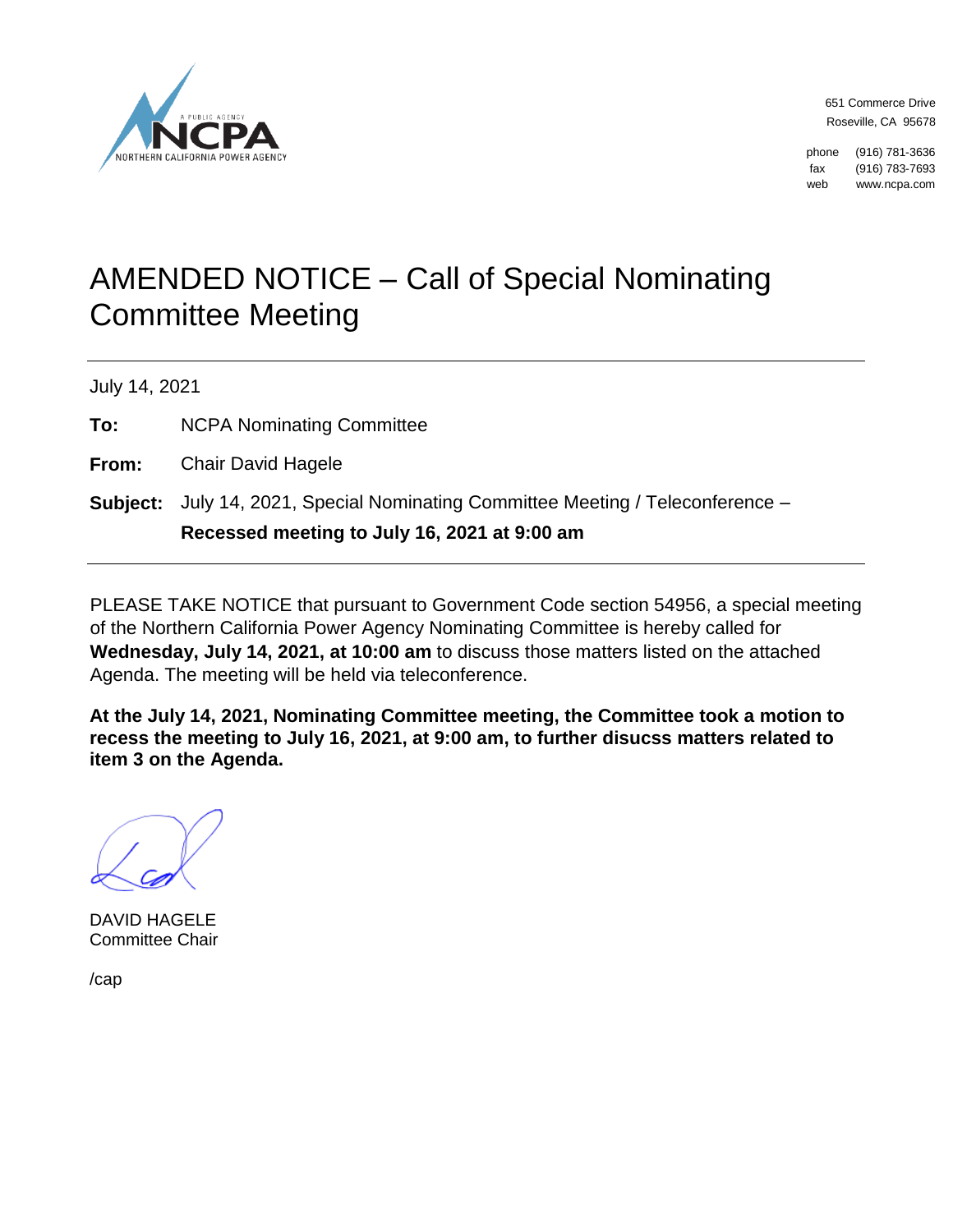NORTHERN CALIFORNIA POWER AGENCY

651 Commerce Drive
Roseville, CA 95678

phone (916) 781-3636
fax (916) 783-7693
web www.ncpa.com

# AMENDED NOTICE – Call of Special Nominating Committee Meeting

July 14, 2021

**To:** NCPA Nominating Committee

**From:** Chair David Hagele

**Subject:** July 14, 2021, Special Nominating Committee Meeting / Teleconference – **Recessed meeting to July 16, 2021 at 9:00 am**

PLEASE TAKE NOTICE that pursuant to Government Code section 54956, a special meeting of the Northern California Power Agency Nominating Committee is hereby called for **Wednesday, July 14, 2021, at 10:00 am** to discuss those matters listed on the attached Agenda. The meeting will be held via teleconference.

**At the July 14, 2021, Nominating Committee meeting, the Committee took a motion to recess the meeting to July 16, 2021, at 9:00 am, to further disucss matters related to item 3 on the Agenda.**

DAVID HAGELE
Committee Chair

/cap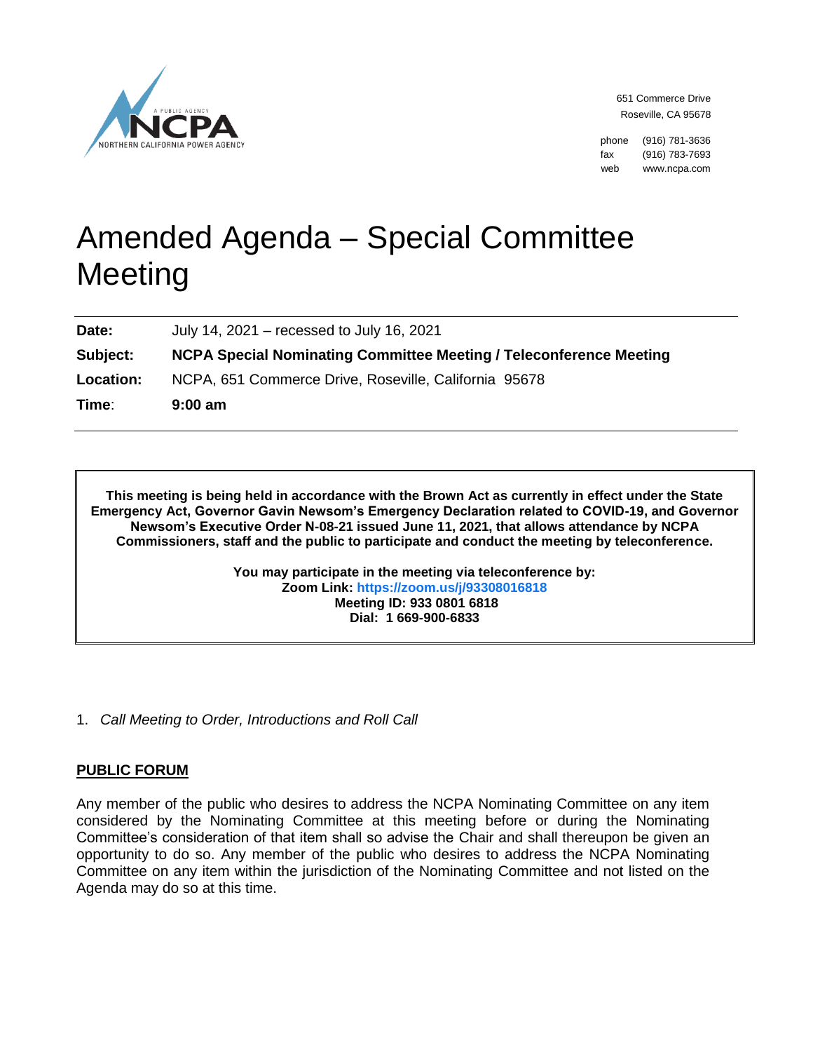NCPA Northern California Power Agency — A Public Agency

651 Commerce Drive
Roseville, CA 95678

phone (916) 781-3636
fax (916) 783-7693
web www.ncpa.com

# Amended Agenda – Special Committee Meeting

| | |
|---|---|
| **Date:** | July 14, 2021 – recessed to July 16, 2021 |
| **Subject:** | **NCPA Special Nominating Committee Meeting / Teleconference Meeting** |
| **Location:** | NCPA, 651 Commerce Drive, Roseville, California 95678 |
| **Time:** | **9:00 am** |

**This meeting is being held in accordance with the Brown Act as currently in effect under the State Emergency Act, Governor Gavin Newsom's Emergency Declaration related to COVID-19, and Governor Newsom's Executive Order N-08-21 issued June 11, 2021, that allows attendance by NCPA Commissioners, staff and the public to participate and conduct the meeting by teleconference.**

**You may participate in the meeting via teleconference by:**
**Zoom Link: https://zoom.us/j/93308016818**
**Meeting ID: 933 0801 6818**
**Dial: 1 669-900-6833**

1. *Call Meeting to Order, Introductions and Roll Call*

## PUBLIC FORUM

Any member of the public who desires to address the NCPA Nominating Committee on any item considered by the Nominating Committee at this meeting before or during the Nominating Committee's consideration of that item shall so advise the Chair and shall thereupon be given an opportunity to do so. Any member of the public who desires to address the NCPA Nominating Committee on any item within the jurisdiction of the Nominating Committee and not listed on the Agenda may do so at this time.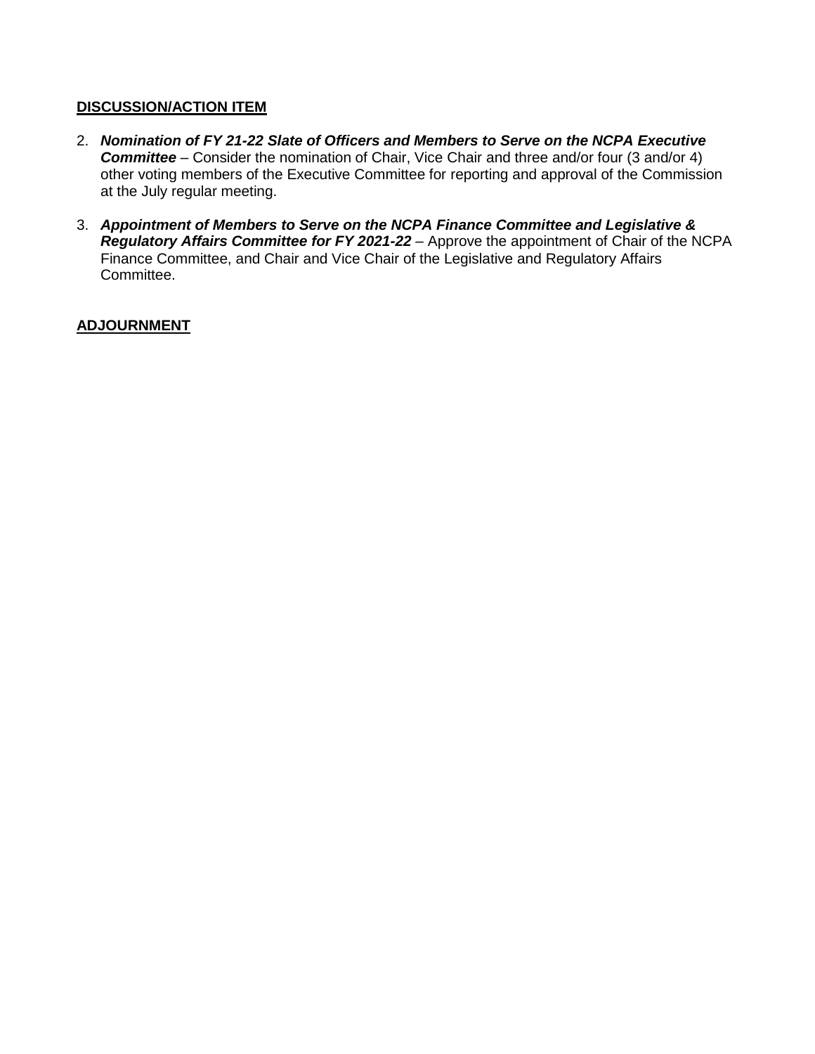**<u>DISCUSSION/ACTION ITEM</u>**

2. ***Nomination of FY 21-22 Slate of Officers and Members to Serve on the NCPA Executive Committee*** – Consider the nomination of Chair, Vice Chair and three and/or four (3 and/or 4) other voting members of the Executive Committee for reporting and approval of the Commission at the July regular meeting.

3. ***Appointment of Members to Serve on the NCPA Finance Committee and Legislative & Regulatory Affairs Committee for FY 2021-22*** – Approve the appointment of Chair of the NCPA Finance Committee, and Chair and Vice Chair of the Legislative and Regulatory Affairs Committee.

**<u>ADJOURNMENT</u>**